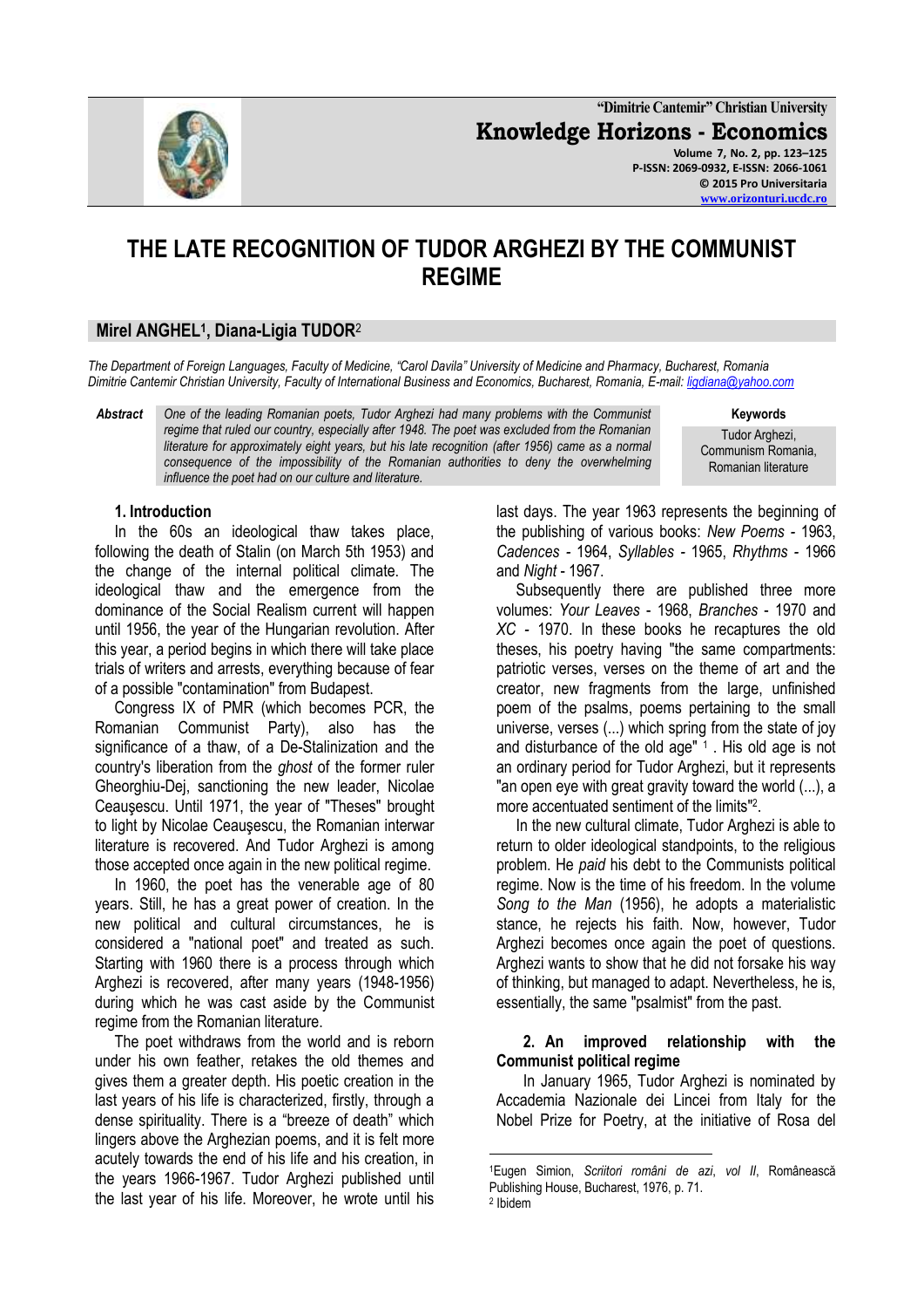# THE LATE RECOGNITION OF TUDOR ARGHEZI BY THE COMMUNIST REGIME

**Mirel ANGHEL[1], Diana-Ligia TUDOR[2]**

*The Department of Foreign Languages, Faculty of Medicine, "Carol Davila" University of Medicine and Pharmacy, Bucharest, Romania*
*Dimitrie Cantemir Christian University, Faculty of International Business and Economics, Bucharest, Romania, E-mail: ligdiana@yahoo.com*

***Abstract*** *One of the leading Romanian poets, Tudor Arghezi had many problems with the Communist regime that ruled our country, especially after 1948. The poet was excluded from the Romanian literature for approximately eight years, but his late recognition (after 1956) came as a normal consequence of the impossibility of the Romanian authorities to deny the overwhelming influence the poet had on our culture and literature.*

**Keywords**
Tudor Arghezi, Communism Romania, Romanian literature

## 1. Introduction

In the 60s an ideological thaw takes place, following the death of Stalin (on March 5th 1953) and the change of the internal political climate. The ideological thaw and the emergence from the dominance of the Social Realism current will happen until 1956, the year of the Hungarian revolution. After this year, a period begins in which there will take place trials of writers and arrests, everything because of fear of a possible "contamination" from Budapest.

Congress IX of PMR (which becomes PCR, the Romanian Communist Party), also has the significance of a thaw, of a De-Stalinization and the country's liberation from the *ghost* of the former ruler Gheorghiu-Dej, sanctioning the new leader, Nicolae Ceauşescu. Until 1971, the year of "Theses" brought to light by Nicolae Ceauşescu, the Romanian interwar literature is recovered. And Tudor Arghezi is among those accepted once again in the new political regime.

In 1960, the poet has the venerable age of 80 years. Still, he has a great power of creation. In the new political and cultural circumstances, he is considered a "national poet" and treated as such. Starting with 1960 there is a process through which Arghezi is recovered, after many years (1948-1956) during which he was cast aside by the Communist regime from the Romanian literature.

The poet withdraws from the world and is reborn under his own feather, retakes the old themes and gives them a greater depth. His poetic creation in the last years of his life is characterized, firstly, through a dense spirituality. There is a "breeze of death" which lingers above the Arghezian poems, and it is felt more acutely towards the end of his life and his creation, in the years 1966-1967. Tudor Arghezi published until the last year of his life. Moreover, he wrote until his last days. The year 1963 represents the beginning of the publishing of various books: *New Poems* - 1963, *Cadences* - 1964, *Syllables* - 1965, *Rhythms* - 1966 and *Night* - 1967.

Subsequently there are published three more volumes: *Your Leaves* - 1968, *Branches* - 1970 and *XC* - 1970. In these books he recaptures the old theses, his poetry having "the same compartments: patriotic verses, verses on the theme of art and the creator, new fragments from the large, unfinished poem of the psalms, poems pertaining to the small universe, verses (...) which spring from the state of joy and disturbance of the old age" [1] . His old age is not an ordinary period for Tudor Arghezi, but it represents "an open eye with great gravity toward the world (...), a more accentuated sentiment of the limits"[2].

In the new cultural climate, Tudor Arghezi is able to return to older ideological standpoints, to the religious problem. He *paid* his debt to the Communists political regime. Now is the time of his freedom. In the volume *Song to the Man* (1956), he adopts a materialistic stance, he rejects his faith. Now, however, Tudor Arghezi becomes once again the poet of questions. Arghezi wants to show that he did not forsake his way of thinking, but managed to adapt. Nevertheless, he is, essentially, the same "psalmist" from the past.

## 2. An improved relationship with the Communist political regime

In January 1965, Tudor Arghezi is nominated by Accademia Nazionale dei Lincei from Italy for the Nobel Prize for Poetry, at the initiative of Rosa del

---

[1] Eugen Simion, *Scriitori români de azi*, *vol II*, Românească Publishing House, Bucharest, 1976, p. 71.
[2] Ibidem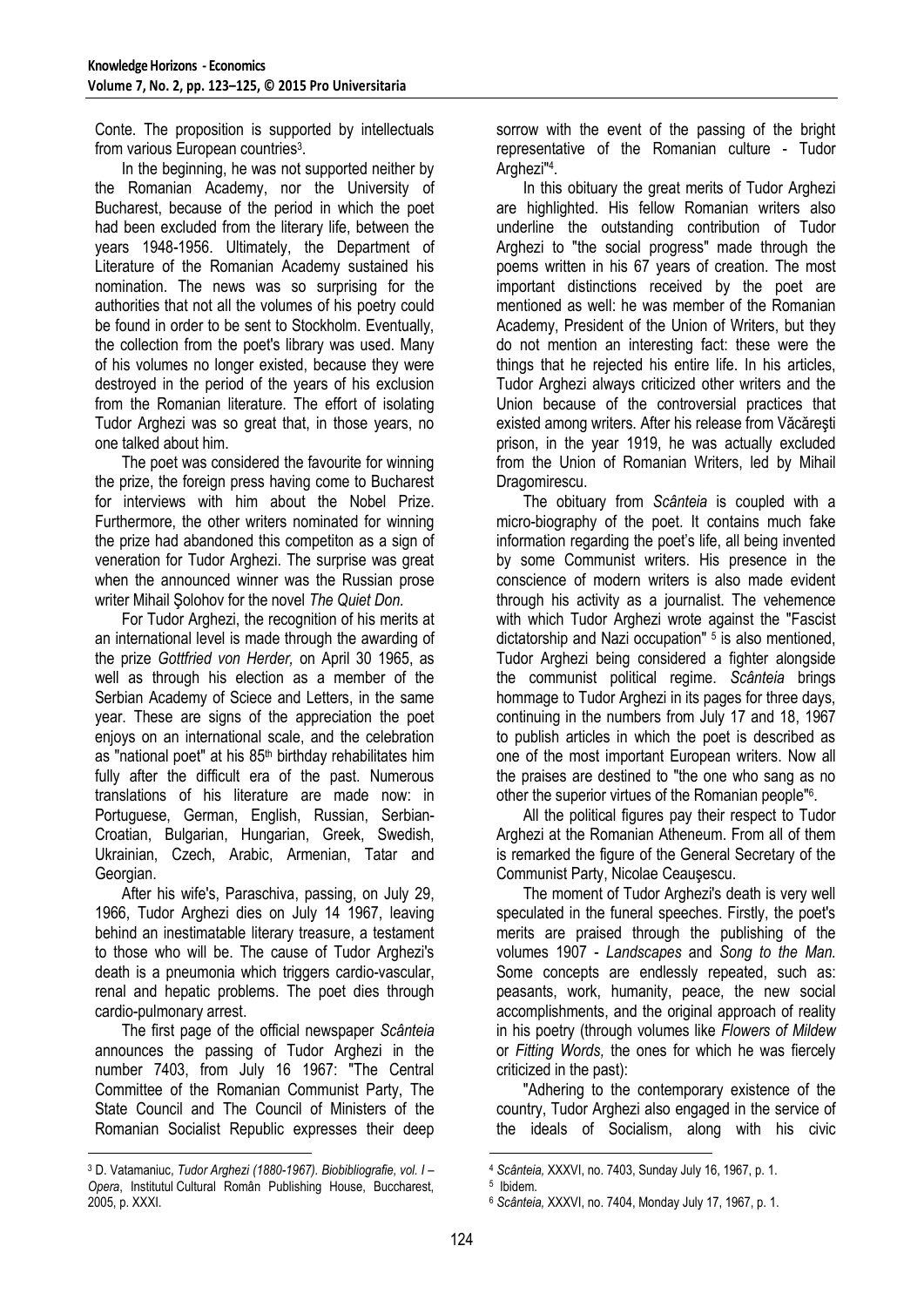Conte. The proposition is supported by intellectuals from various European countries[3].

In the beginning, he was not supported neither by the Romanian Academy, nor the University of Bucharest, because of the period in which the poet had been excluded from the literary life, between the years 1948-1956. Ultimately, the Department of Literature of the Romanian Academy sustained his nomination. The news was so surprising for the authorities that not all the volumes of his poetry could be found in order to be sent to Stockholm. Eventually, the collection from the poet's library was used. Many of his volumes no longer existed, because they were destroyed in the period of the years of his exclusion from the Romanian literature. The effort of isolating Tudor Arghezi was so great that, in those years, no one talked about him.

The poet was considered the favourite for winning the prize, the foreign press having come to Bucharest for interviews with him about the Nobel Prize. Furthermore, the other writers nominated for winning the prize had abandoned this competiton as a sign of veneration for Tudor Arghezi. The surprise was great when the announced winner was the Russian prose writer Mihail Şolohov for the novel *The Quiet Don.*

For Tudor Arghezi, the recognition of his merits at an international level is made through the awarding of the prize *Gottfried von Herder,* on April 30 1965, as well as through his election as a member of the Serbian Academy of Sciece and Letters, in the same year. These are signs of the appreciation the poet enjoys on an international scale, and the celebration as "national poet" at his 85th birthday rehabilitates him fully after the difficult era of the past. Numerous translations of his literature are made now: in Portuguese, German, English, Russian, Serbian-Croatian, Bulgarian, Hungarian, Greek, Swedish, Ukrainian, Czech, Arabic, Armenian, Tatar and Georgian.

After his wife's, Paraschiva, passing, on July 29, 1966, Tudor Arghezi dies on July 14 1967, leaving behind an inestimatable literary treasure, a testament to those who will be. The cause of Tudor Arghezi's death is a pneumonia which triggers cardio-vascular, renal and hepatic problems. The poet dies through cardio-pulmonary arrest.

The first page of the official newspaper *Scânteia* announces the passing of Tudor Arghezi in the number 7403, from July 16 1967: "The Central Committee of the Romanian Communist Party, The State Council and The Council of Ministers of the Romanian Socialist Republic expresses their deep sorrow with the event of the passing of the bright representative of the Romanian culture - Tudor Arghezi"[4].

In this obituary the great merits of Tudor Arghezi are highlighted. His fellow Romanian writers also underline the outstanding contribution of Tudor Arghezi to "the social progress" made through the poems written in his 67 years of creation. The most important distinctions received by the poet are mentioned as well: he was member of the Romanian Academy, President of the Union of Writers, but they do not mention an interesting fact: these were the things that he rejected his entire life. In his articles, Tudor Arghezi always criticized other writers and the Union because of the controversial practices that existed among writers. After his release from Văcăreşti prison, in the year 1919, he was actually excluded from the Union of Romanian Writers, led by Mihail Dragomirescu.

The obituary from *Scânteia* is coupled with a micro-biography of the poet. It contains much fake information regarding the poet's life, all being invented by some Communist writers. His presence in the conscience of modern writers is also made evident through his activity as a journalist. The vehemence with which Tudor Arghezi wrote against the "Fascist dictatorship and Nazi occupation" [5] is also mentioned, Tudor Arghezi being considered a fighter alongside the communist political regime. *Scânteia* brings hommage to Tudor Arghezi in its pages for three days, continuing in the numbers from July 17 and 18, 1967 to publish articles in which the poet is described as one of the most important European writers. Now all the praises are destined to "the one who sang as no other the superior virtues of the Romanian people"[6].

All the political figures pay their respect to Tudor Arghezi at the Romanian Atheneum. From all of them is remarked the figure of the General Secretary of the Communist Party, Nicolae Ceauşescu.

The moment of Tudor Arghezi's death is very well speculated in the funeral speeches. Firstly, the poet's merits are praised through the publishing of the volumes 1907 - *Landscapes* and *Song to the Man.* Some concepts are endlessly repeated, such as: peasants, work, humanity, peace, the new social accomplishments, and the original approach of reality in his poetry (through volumes like *Flowers of Mildew* or *Fitting Words,* the ones for which he was fiercely criticized in the past):

"Adhering to the contemporary existence of the country, Tudor Arghezi also engaged in the service of the ideals of Socialism, along with his civic

---

[3] D. Vatamaniuc, *Tudor Arghezi (1880-1967). Biobibliografie, vol. I – Opera*, Institutul Cultural Român Publishing House, Buccharest, 2005, p. XXXI.

[4] *Scânteia,* XXXVI, no. 7403, Sunday July 16, 1967, p. 1.

[5] Ibidem.

[6] *Scânteia,* XXXVI, no. 7404, Monday July 17, 1967, p. 1.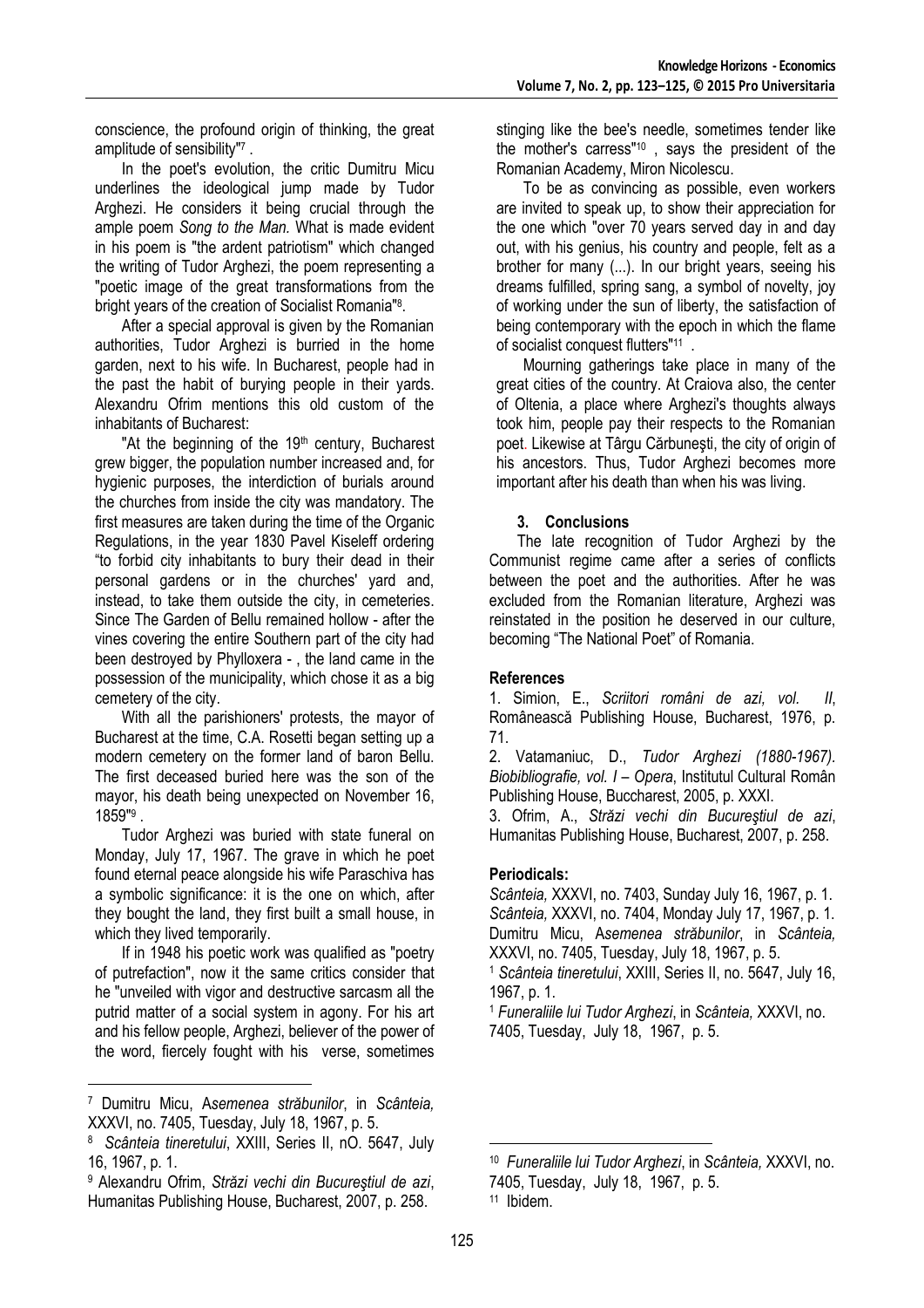conscience, the profound origin of thinking, the great amplitude of sensibility"[7].

In the poet's evolution, the critic Dumitru Micu underlines the ideological jump made by Tudor Arghezi. He considers it being crucial through the ample poem *Song to the Man*. What is made evident in his poem is "the ardent patriotism" which changed the writing of Tudor Arghezi, the poem representing a "poetic image of the great transformations from the bright years of the creation of Socialist Romania"[8].

After a special approval is given by the Romanian authorities, Tudor Arghezi is burried in the home garden, next to his wife. In Bucharest, people had in the past the habit of burying people in their yards. Alexandru Ofrim mentions this old custom of the inhabitants of Bucharest:

"At the beginning of the 19th century, Bucharest grew bigger, the population number increased and, for hygienic purposes, the interdiction of burials around the churches from inside the city was mandatory. The first measures are taken during the time of the Organic Regulations, in the year 1830 Pavel Kiseleff ordering "to forbid city inhabitants to bury their dead in their personal gardens or in the churches' yard and, instead, to take them outside the city, in cemeteries. Since The Garden of Bellu remained hollow - after the vines covering the entire Southern part of the city had been destroyed by Phylloxera - , the land came in the possession of the municipality, which chose it as a big cemetery of the city.

With all the parishioners' protests, the mayor of Bucharest at the time, C.A. Rosetti began setting up a modern cemetery on the former land of baron Bellu. The first deceased buried here was the son of the mayor, his death being unexpected on November 16, 1859"[9].

Tudor Arghezi was buried with state funeral on Monday, July 17, 1967. The grave in which he poet found eternal peace alongside his wife Paraschiva has a symbolic significance: it is the one on which, after they bought the land, they first built a small house, in which they lived temporarily.

If in 1948 his poetic work was qualified as "poetry of putrefaction", now it the same critics consider that he "unveiled with vigor and destructive sarcasm all the putrid matter of a social system in agony. For his art and his fellow people, Arghezi, believer of the power of the word, fiercely fought with his verse, sometimes stinging like the bee's needle, sometimes tender like the mother's carress"[10], says the president of the Romanian Academy, Miron Nicolescu.

To be as convincing as possible, even workers are invited to speak up, to show their appreciation for the one which "over 70 years served day in and day out, with his genius, his country and people, felt as a brother for many (...). In our bright years, seeing his dreams fulfilled, spring sang, a symbol of novelty, joy of working under the sun of liberty, the satisfaction of being contemporary with the epoch in which the flame of socialist conquest flutters"[11].

Mourning gatherings take place in many of the great cities of the country. At Craiova also, the center of Oltenia, a place where Arghezi's thoughts always took him, people pay their respects to the Romanian poet. Likewise at Târgu Cărbuneşti, the city of origin of his ancestors. Thus, Tudor Arghezi becomes more important after his death than when his was living.

## 3. Conclusions

The late recognition of Tudor Arghezi by the Communist regime came after a series of conflicts between the poet and the authorities. After he was excluded from the Romanian literature, Arghezi was reinstated in the position he deserved in our culture, becoming "The National Poet" of Romania.

## References

1. Simion, E., *Scriitori români de azi, vol. II*, Românească Publishing House, Bucharest, 1976, p. 71.
2. Vatamaniuc, D., *Tudor Arghezi (1880-1967). Biobibliografie, vol. I – Opera*, Institutul Cultural Român Publishing House, Buccharest, 2005, p. XXXI.
3. Ofrim, A., *Străzi vechi din Bucureştiul de azi*, Humanitas Publishing House, Bucharest, 2007, p. 258.

## Periodicals:

*Scânteia,* XXXVI, no. 7403, Sunday July 16, 1967, p. 1.
*Scânteia,* XXXVI, no. 7404, Monday July 17, 1967, p. 1.
Dumitru Micu, A*semenea străbunilor*, in *Scânteia,* XXXVI, no. 7405, Tuesday, July 18, 1967, p. 5.
[1] *Scânteia tineretului*, XXIII, Series II, no. 5647, July 16, 1967, p. 1.
[1] *Funeraliile lui Tudor Arghezi*, in *Scânteia,* XXXVI, no. 7405, Tuesday, July 18, 1967, p. 5.

---

[7] Dumitru Micu, A*semenea străbunilor*, in *Scânteia,* XXXVI, no. 7405, Tuesday, July 18, 1967, p. 5.

[8] *Scânteia tineretului*, XXIII, Series II, nO. 5647, July 16, 1967, p. 1.

[9] Alexandru Ofrim, *Străzi vechi din Bucureştiul de azi*, Humanitas Publishing House, Bucharest, 2007, p. 258.

[10] *Funeraliile lui Tudor Arghezi*, in *Scânteia,* XXXVI, no. 7405, Tuesday, July 18, 1967, p. 5.

[11] Ibidem.